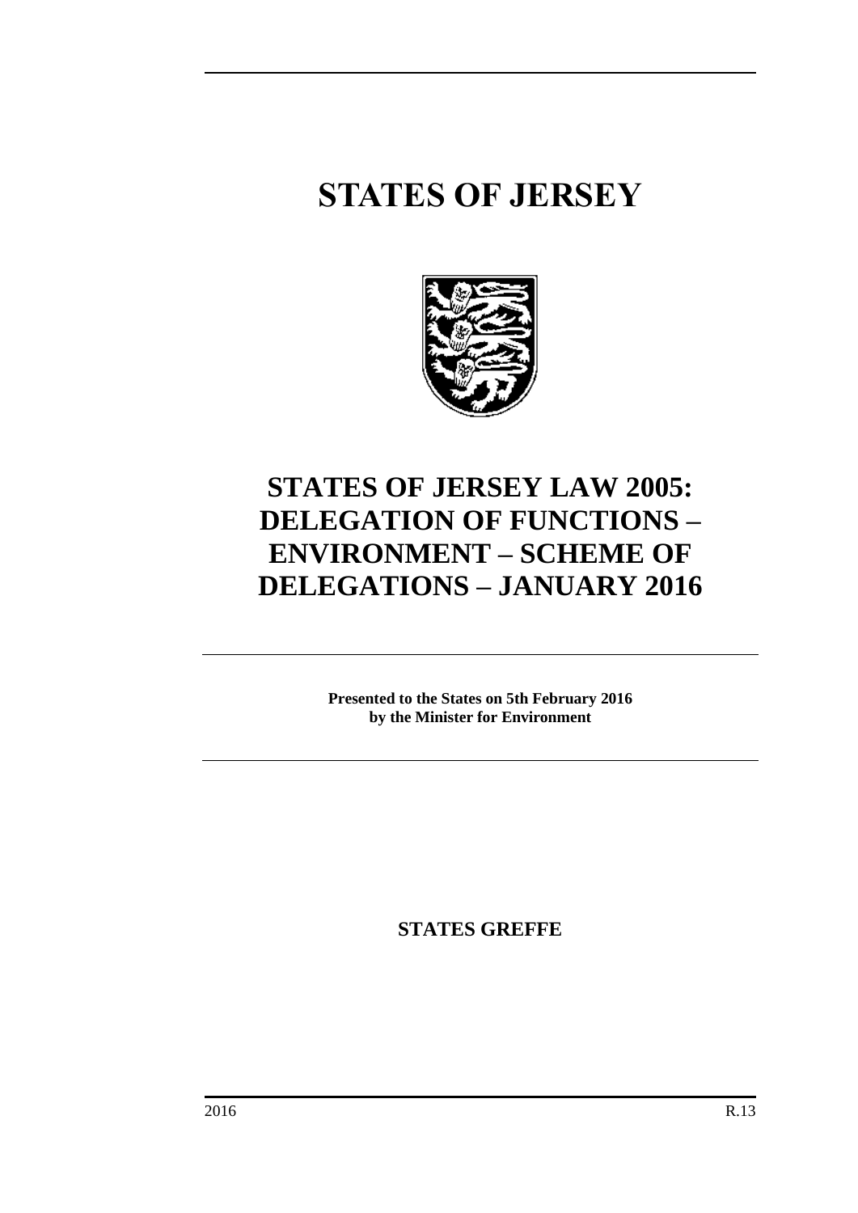# STATES OF JERSEY

# STATES OF JERSEY LAW 2005: DELEGATION OF FUNCTIONS – ENVIRONMENT – SCHEME OF DELEGATIONS – JANUARY 2016

**Presented to the States on 5th February 2016 by the Minister for Environment**

**STATES GREFFE**

2016 R.13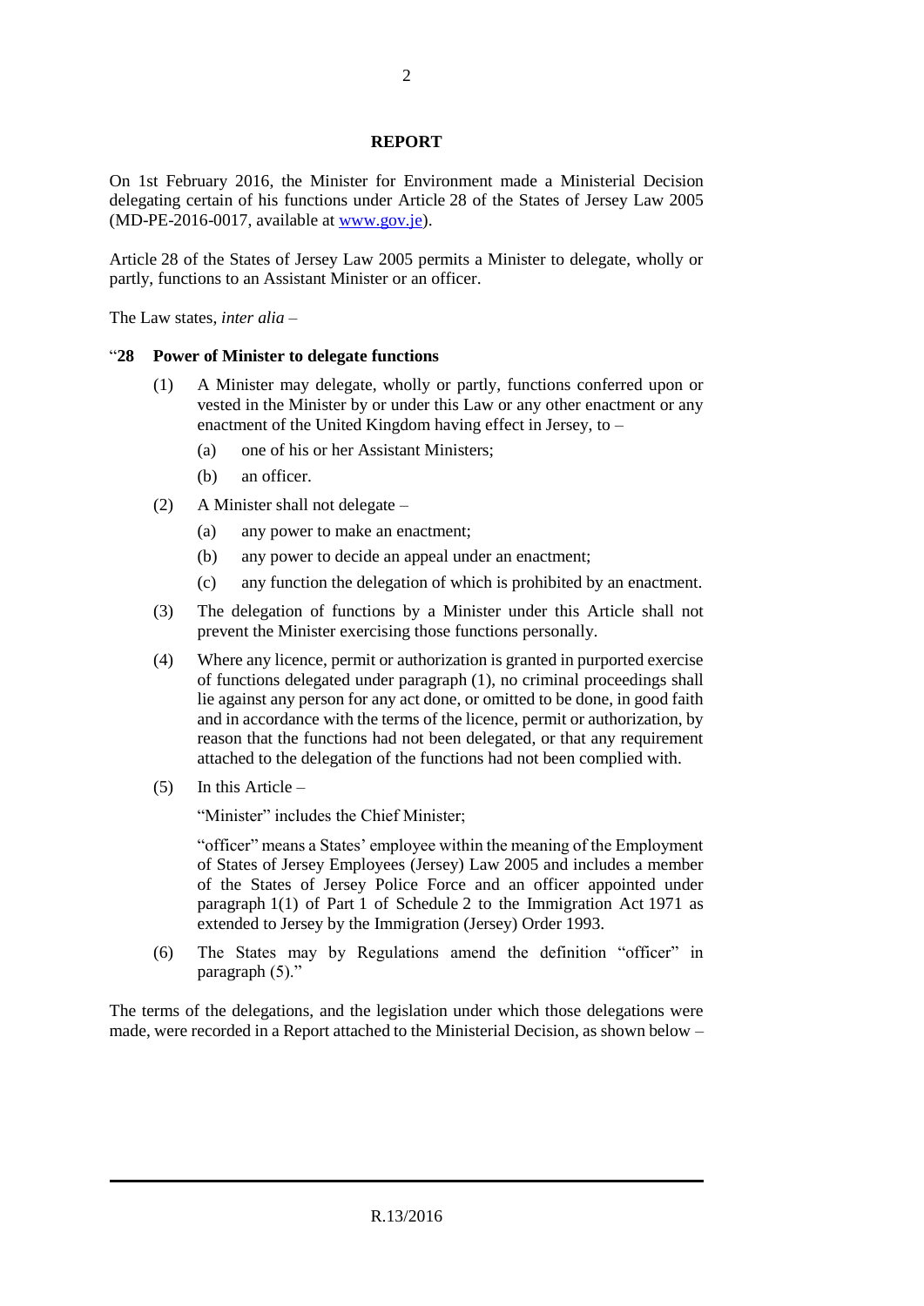## REPORT

On 1st February 2016, the Minister for Environment made a Ministerial Decision delegating certain of his functions under Article 28 of the States of Jersey Law 2005 (MD-PE-2016-0017, available at [www.gov.je](www.gov.je)).

Article 28 of the States of Jersey Law 2005 permits a Minister to delegate, wholly or partly, functions to an Assistant Minister or an officer.

The Law states, *inter alia* –

"**28 Power of Minister to delegate functions**

(1) A Minister may delegate, wholly or partly, functions conferred upon or vested in the Minister by or under this Law or any other enactment or any enactment of the United Kingdom having effect in Jersey, to –

(a) one of his or her Assistant Ministers;

(b) an officer.

(2) A Minister shall not delegate –

(a) any power to make an enactment;

(b) any power to decide an appeal under an enactment;

(c) any function the delegation of which is prohibited by an enactment.

(3) The delegation of functions by a Minister under this Article shall not prevent the Minister exercising those functions personally.

(4) Where any licence, permit or authorization is granted in purported exercise of functions delegated under paragraph (1), no criminal proceedings shall lie against any person for any act done, or omitted to be done, in good faith and in accordance with the terms of the licence, permit or authorization, by reason that the functions had not been delegated, or that any requirement attached to the delegation of the functions had not been complied with.

(5) In this Article –

"Minister" includes the Chief Minister;

"officer" means a States' employee within the meaning of the Employment of States of Jersey Employees (Jersey) Law 2005 and includes a member of the States of Jersey Police Force and an officer appointed under paragraph 1(1) of Part 1 of Schedule 2 to the Immigration Act 1971 as extended to Jersey by the Immigration (Jersey) Order 1993.

(6) The States may by Regulations amend the definition "officer" in paragraph (5)."

The terms of the delegations, and the legislation under which those delegations were made, were recorded in a Report attached to the Ministerial Decision, as shown below –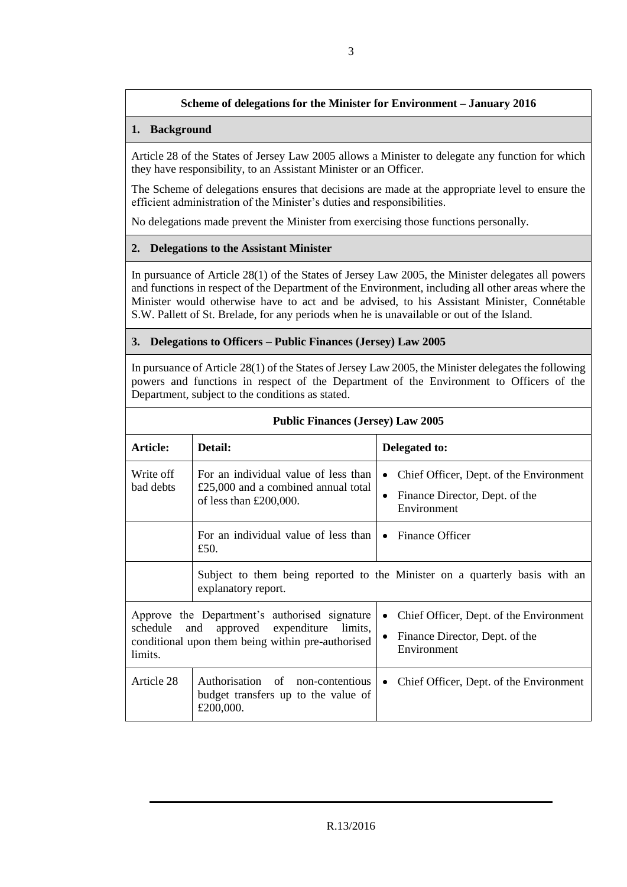**Scheme of delegations for the Minister for Environment – January 2016**

## 1. Background

Article 28 of the States of Jersey Law 2005 allows a Minister to delegate any function for which they have responsibility, to an Assistant Minister or an Officer.

The Scheme of delegations ensures that decisions are made at the appropriate level to ensure the efficient administration of the Minister's duties and responsibilities.

No delegations made prevent the Minister from exercising those functions personally.

## 2. Delegations to the Assistant Minister

In pursuance of Article 28(1) of the States of Jersey Law 2005, the Minister delegates all powers and functions in respect of the Department of the Environment, including all other areas where the Minister would otherwise have to act and be advised, to his Assistant Minister, Connétable S.W. Pallett of St. Brelade, for any periods when he is unavailable or out of the Island.

## 3. Delegations to Officers – Public Finances (Jersey) Law 2005

In pursuance of Article 28(1) of the States of Jersey Law 2005, the Minister delegates the following powers and functions in respect of the Department of the Environment to Officers of the Department, subject to the conditions as stated.

**Public Finances (Jersey) Law 2005**

| Article: | Detail: | Delegated to: |
|---|---|---|
| Write off bad debts | For an individual value of less than £25,000 and a combined annual total of less than £200,000. | • Chief Officer, Dept. of the Environment<br>• Finance Director, Dept. of the Environment |
| | For an individual value of less than £50. | • Finance Officer |
| | Subject to them being reported to the Minister on a quarterly basis with an explanatory report. | |
| Approve the Department's authorised signature schedule and approved expenditure limits, conditional upon them being within pre-authorised limits. | | • Chief Officer, Dept. of the Environment<br>• Finance Director, Dept. of the Environment |
| Article 28 | Authorisation of non-contentious budget transfers up to the value of £200,000. | • Chief Officer, Dept. of the Environment |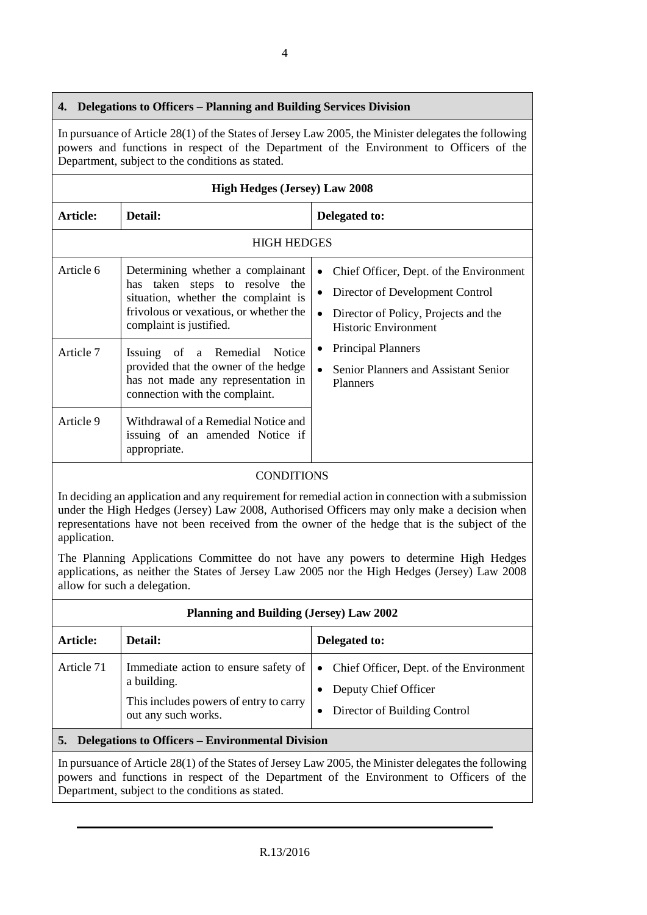## 4. Delegations to Officers – Planning and Building Services Division

In pursuance of Article 28(1) of the States of Jersey Law 2005, the Minister delegates the following powers and functions in respect of the Department of the Environment to Officers of the Department, subject to the conditions as stated.

### High Hedges (Jersey) Law 2008

| Article: | Detail: | Delegated to: |
|---|---|---|
| HIGH HEDGES | | |
| Article 6 | Determining whether a complainant has taken steps to resolve the situation, whether the complaint is frivolous or vexatious, or whether the complaint is justified. | • Chief Officer, Dept. of the Environment<br>• Director of Development Control<br>• Director of Policy, Projects and the Historic Environment<br>• Principal Planners<br>• Senior Planners and Assistant Senior Planners |
| Article 7 | Issuing of a Remedial Notice provided that the owner of the hedge has not made any representation in connection with the complaint. | |
| Article 9 | Withdrawal of a Remedial Notice and issuing of an amended Notice if appropriate. | |

CONDITIONS

In deciding an application and any requirement for remedial action in connection with a submission under the High Hedges (Jersey) Law 2008, Authorised Officers may only make a decision when representations have not been received from the owner of the hedge that is the subject of the application.

The Planning Applications Committee do not have any powers to determine High Hedges applications, as neither the States of Jersey Law 2005 nor the High Hedges (Jersey) Law 2008 allow for such a delegation.

### Planning and Building (Jersey) Law 2002

| Article: | Detail: | Delegated to: |
|---|---|---|
| Article 71 | Immediate action to ensure safety of a building.<br>This includes powers of entry to carry out any such works. | • Chief Officer, Dept. of the Environment<br>• Deputy Chief Officer<br>• Director of Building Control |

## 5. Delegations to Officers – Environmental Division

In pursuance of Article 28(1) of the States of Jersey Law 2005, the Minister delegates the following powers and functions in respect of the Department of the Environment to Officers of the Department, subject to the conditions as stated.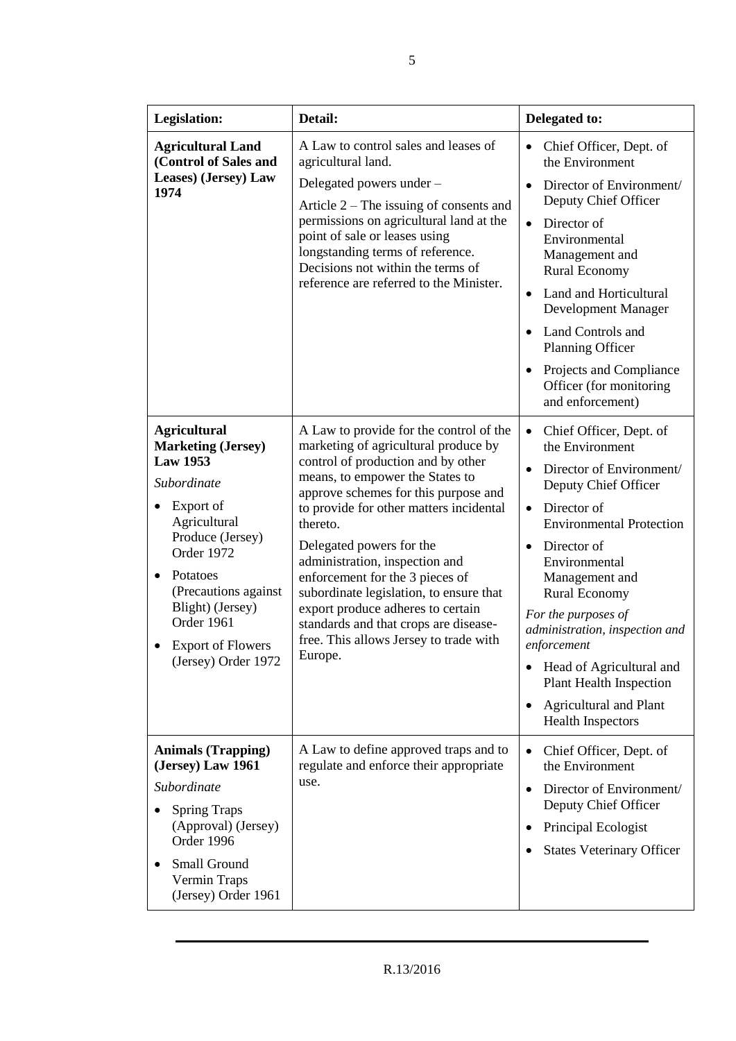| Legislation: | Detail: | Delegated to: |
|---|---|---|
| **Agricultural Land (Control of Sales and Leases) (Jersey) Law 1974** | A Law to control sales and leases of agricultural land.<br>Delegated powers under –<br>Article 2 – The issuing of consents and permissions on agricultural land at the point of sale or leases using longstanding terms of reference. Decisions not within the terms of reference are referred to the Minister. | • Chief Officer, Dept. of the Environment<br>• Director of Environment/ Deputy Chief Officer<br>• Director of Environmental Management and Rural Economy<br>• Land and Horticultural Development Manager<br>• Land Controls and Planning Officer<br>• Projects and Compliance Officer (for monitoring and enforcement) |
| **Agricultural Marketing (Jersey) Law 1953**<br>*Subordinate*<br>• Export of Agricultural Produce (Jersey) Order 1972<br>• Potatoes (Precautions against Blight) (Jersey) Order 1961<br>• Export of Flowers (Jersey) Order 1972 | A Law to provide for the control of the marketing of agricultural produce by control of production and by other means, to empower the States to approve schemes for this purpose and to provide for other matters incidental thereto.<br>Delegated powers for the administration, inspection and enforcement for the 3 pieces of subordinate legislation, to ensure that export produce adheres to certain standards and that crops are disease-free. This allows Jersey to trade with Europe. | • Chief Officer, Dept. of the Environment<br>• Director of Environment/ Deputy Chief Officer<br>• Director of Environmental Protection<br>• Director of Environmental Management and Rural Economy<br>*For the purposes of administration, inspection and enforcement*<br>• Head of Agricultural and Plant Health Inspection<br>• Agricultural and Plant Health Inspectors |
| **Animals (Trapping) (Jersey) Law 1961**<br>*Subordinate*<br>• Spring Traps (Approval) (Jersey) Order 1996<br>• Small Ground Vermin Traps (Jersey) Order 1961 | A Law to define approved traps and to regulate and enforce their appropriate use. | • Chief Officer, Dept. of the Environment<br>• Director of Environment/ Deputy Chief Officer<br>• Principal Ecologist<br>• States Veterinary Officer |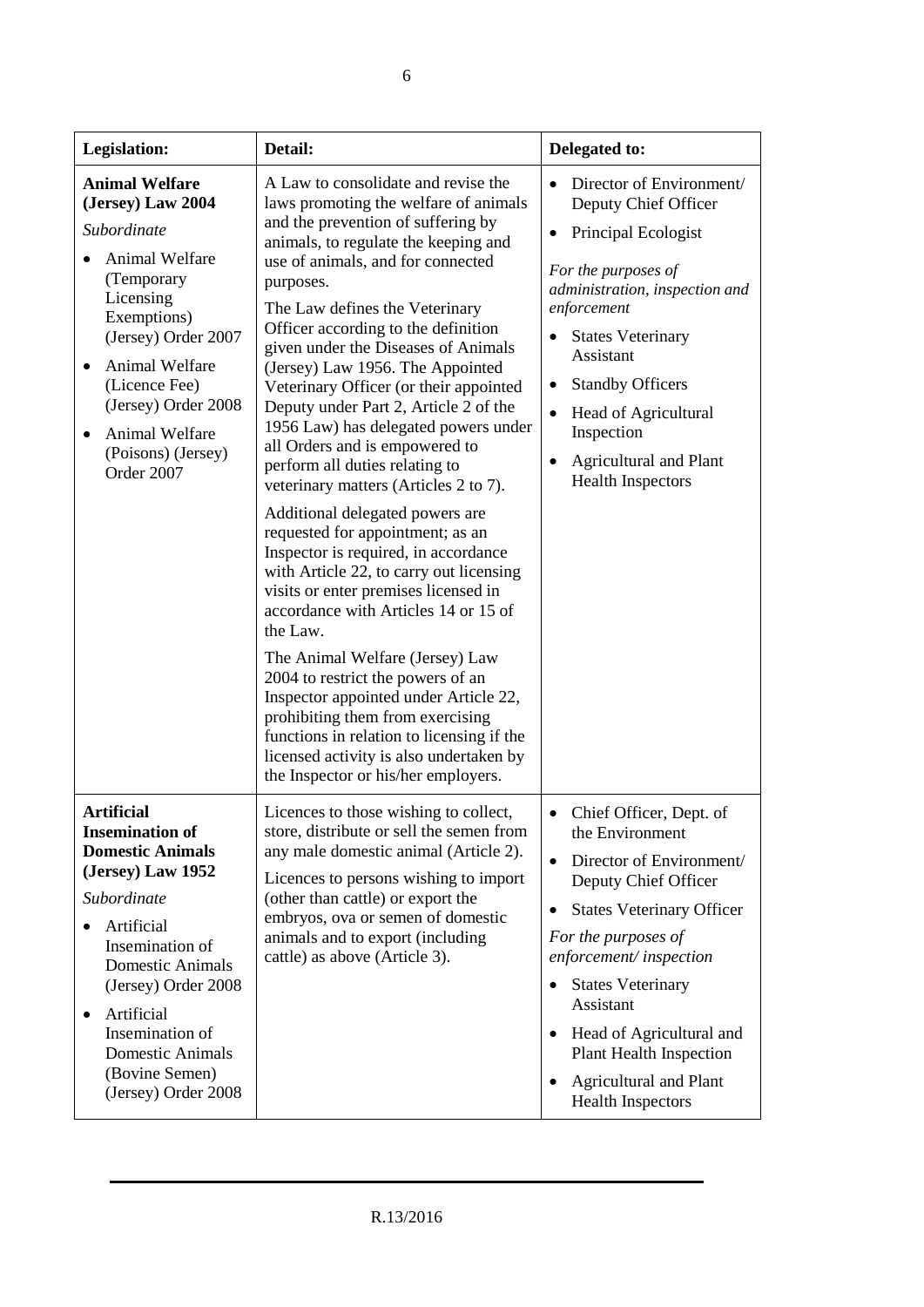| Legislation: | Detail: | Delegated to: |
| --- | --- | --- |
| **Animal Welfare (Jersey) Law 2004**<br>*Subordinate*<br>• Animal Welfare (Temporary Licensing Exemptions) (Jersey) Order 2007<br>• Animal Welfare (Licence Fee) (Jersey) Order 2008<br>• Animal Welfare (Poisons) (Jersey) Order 2007 | A Law to consolidate and revise the laws promoting the welfare of animals and the prevention of suffering by animals, to regulate the keeping and use of animals, and for connected purposes.<br>The Law defines the Veterinary Officer according to the definition given under the Diseases of Animals (Jersey) Law 1956. The Appointed Veterinary Officer (or their appointed Deputy under Part 2, Article 2 of the 1956 Law) has delegated powers under all Orders and is empowered to perform all duties relating to veterinary matters (Articles 2 to 7).<br>Additional delegated powers are requested for appointment; as an Inspector is required, in accordance with Article 22, to carry out licensing visits or enter premises licensed in accordance with Articles 14 or 15 of the Law.<br>The Animal Welfare (Jersey) Law 2004 to restrict the powers of an Inspector appointed under Article 22, prohibiting them from exercising functions in relation to licensing if the licensed activity is also undertaken by the Inspector or his/her employers. | • Director of Environment/ Deputy Chief Officer<br>• Principal Ecologist<br>*For the purposes of administration, inspection and enforcement*<br>• States Veterinary Assistant<br>• Standby Officers<br>• Head of Agricultural Inspection<br>• Agricultural and Plant Health Inspectors |
| **Artificial Insemination of Domestic Animals (Jersey) Law 1952**<br>*Subordinate*<br>• Artificial Insemination of Domestic Animals (Jersey) Order 2008<br>• Artificial Insemination of Domestic Animals (Bovine Semen) (Jersey) Order 2008 | Licences to those wishing to collect, store, distribute or sell the semen from any male domestic animal (Article 2).<br>Licences to persons wishing to import (other than cattle) or export the embryos, ova or semen of domestic animals and to export (including cattle) as above (Article 3). | • Chief Officer, Dept. of the Environment<br>• Director of Environment/ Deputy Chief Officer<br>• States Veterinary Officer<br>*For the purposes of enforcement/ inspection*<br>• States Veterinary Assistant<br>• Head of Agricultural and Plant Health Inspection<br>• Agricultural and Plant Health Inspectors |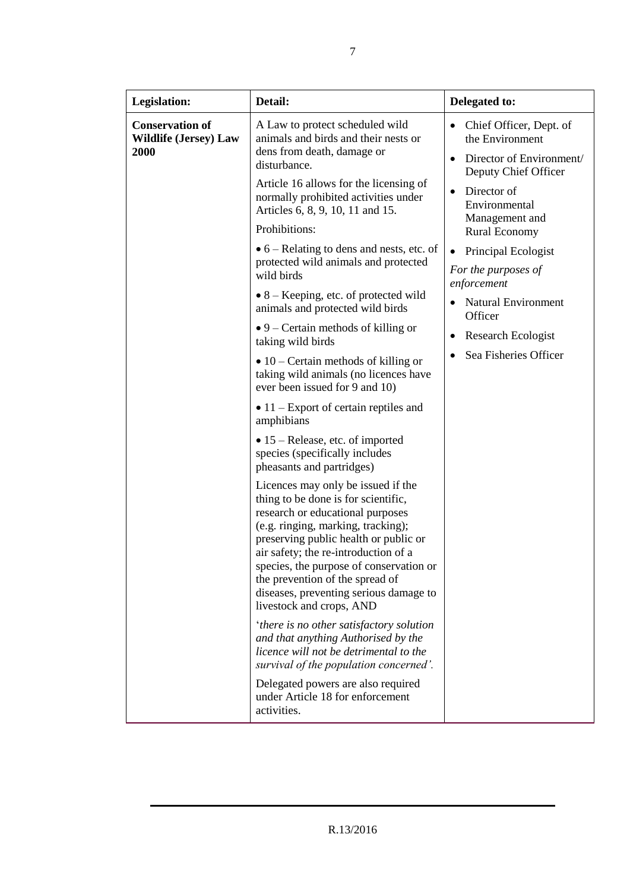| Legislation: | Detail: | Delegated to: |
|---|---|---|
| **Conservation of Wildlife (Jersey) Law 2000** | A Law to protect scheduled wild animals and birds and their nests or dens from death, damage or disturbance.<br><br>Article 16 allows for the licensing of normally prohibited activities under Articles 6, 8, 9, 10, 11 and 15.<br><br>Prohibitions:<br><br>• 6 – Relating to dens and nests, etc. of protected wild animals and protected wild birds<br><br>• 8 – Keeping, etc. of protected wild animals and protected wild birds<br><br>• 9 – Certain methods of killing or taking wild birds<br><br>• 10 – Certain methods of killing or taking wild animals (no licences have ever been issued for 9 and 10)<br><br>• 11 – Export of certain reptiles and amphibians<br><br>• 15 – Release, etc. of imported species (specifically includes pheasants and partridges)<br><br>Licences may only be issued if the thing to be done is for scientific, research or educational purposes (e.g. ringing, marking, tracking); preserving public health or public or air safety; the re-introduction of a species, the purpose of conservation or the prevention of the spread of diseases, preventing serious damage to livestock and crops, AND<br><br>'*there is no other satisfactory solution and that anything Authorised by the licence will not be detrimental to the survival of the population concerned'*.<br><br>Delegated powers are also required under Article 18 for enforcement activities. | • Chief Officer, Dept. of the Environment<br>• Director of Environment/ Deputy Chief Officer<br>• Director of Environmental Management and Rural Economy<br>• Principal Ecologist<br><br>*For the purposes of enforcement*<br><br>• Natural Environment Officer<br>• Research Ecologist<br>• Sea Fisheries Officer |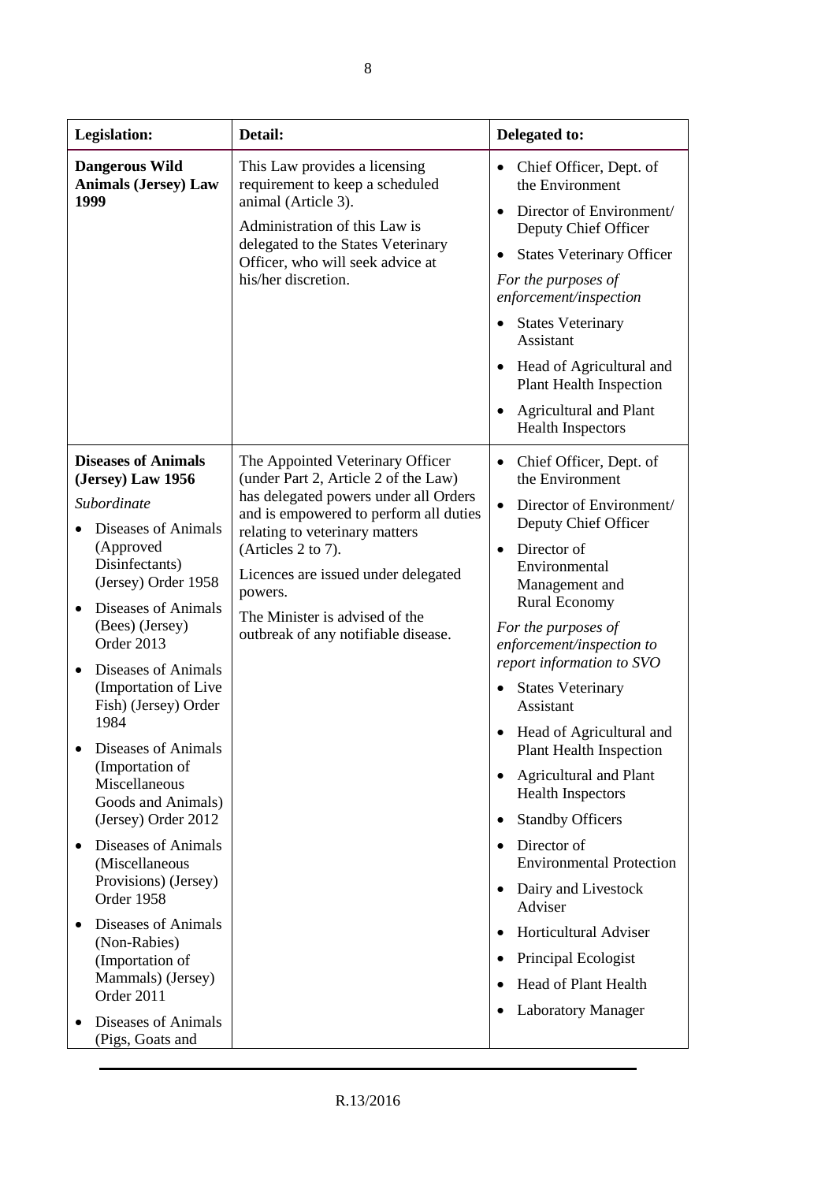| Legislation: | Detail: | Delegated to: |
|---|---|---|
| **Dangerous Wild Animals (Jersey) Law 1999** | This Law provides a licensing requirement to keep a scheduled animal (Article 3).<br>Administration of this Law is delegated to the States Veterinary Officer, who will seek advice at his/her discretion. | • Chief Officer, Dept. of the Environment<br>• Director of Environment/ Deputy Chief Officer<br>• States Veterinary Officer<br>*For the purposes of enforcement/inspection*<br>• States Veterinary Assistant<br>• Head of Agricultural and Plant Health Inspection<br>• Agricultural and Plant Health Inspectors |
| **Diseases of Animals (Jersey) Law 1956**<br>*Subordinate*<br>• Diseases of Animals (Approved Disinfectants) (Jersey) Order 1958<br>• Diseases of Animals (Bees) (Jersey) Order 2013<br>• Diseases of Animals (Importation of Live Fish) (Jersey) Order 1984<br>• Diseases of Animals (Importation of Miscellaneous Goods and Animals) (Jersey) Order 2012<br>• Diseases of Animals (Miscellaneous Provisions) (Jersey) Order 1958<br>• Diseases of Animals (Non-Rabies) (Importation of Mammals) (Jersey) Order 2011<br>• Diseases of Animals (Pigs, Goats and | The Appointed Veterinary Officer (under Part 2, Article 2 of the Law) has delegated powers under all Orders and is empowered to perform all duties relating to veterinary matters (Articles 2 to 7).<br>Licences are issued under delegated powers.<br>The Minister is advised of the outbreak of any notifiable disease. | • Chief Officer, Dept. of the Environment<br>• Director of Environment/ Deputy Chief Officer<br>• Director of Environmental Management and Rural Economy<br>*For the purposes of enforcement/inspection to report information to SVO*<br>• States Veterinary Assistant<br>• Head of Agricultural and Plant Health Inspection<br>• Agricultural and Plant Health Inspectors<br>• Standby Officers<br>• Director of Environmental Protection<br>• Dairy and Livestock Adviser<br>• Horticultural Adviser<br>• Principal Ecologist<br>• Head of Plant Health<br>• Laboratory Manager |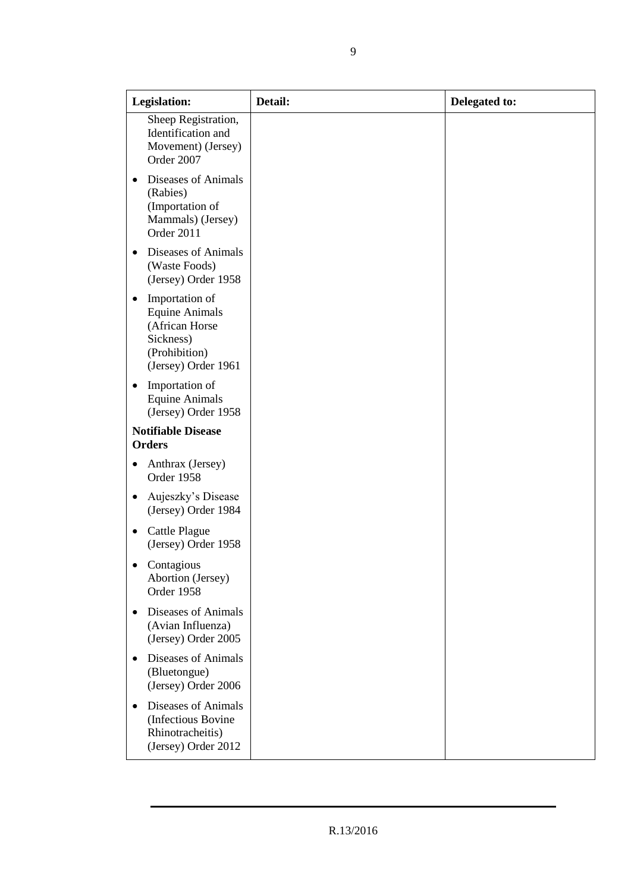| Legislation: | Detail: | Delegated to: |
|---|---|---|
| Sheep Registration, Identification and Movement) (Jersey) Order 2007 | | |
| • Diseases of Animals (Rabies) (Importation of Mammals) (Jersey) Order 2011 | | |
| • Diseases of Animals (Waste Foods) (Jersey) Order 1958 | | |
| • Importation of Equine Animals (African Horse Sickness) (Prohibition) (Jersey) Order 1961 | | |
| • Importation of Equine Animals (Jersey) Order 1958 | | |
| **Notifiable Disease Orders** | | |
| • Anthrax (Jersey) Order 1958 | | |
| • Aujeszky's Disease (Jersey) Order 1984 | | |
| • Cattle Plague (Jersey) Order 1958 | | |
| • Contagious Abortion (Jersey) Order 1958 | | |
| • Diseases of Animals (Avian Influenza) (Jersey) Order 2005 | | |
| • Diseases of Animals (Bluetongue) (Jersey) Order 2006 | | |
| • Diseases of Animals (Infectious Bovine Rhinotracheitis) (Jersey) Order 2012 | | |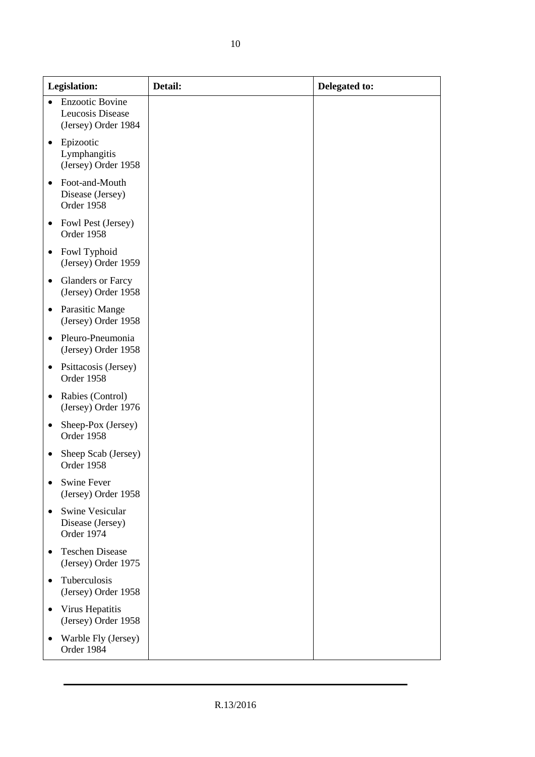| Legislation: | Detail: | Delegated to: |
|---|---|---|
| • Enzootic Bovine Leucosis Disease (Jersey) Order 1984<br>• Epizootic Lymphangitis (Jersey) Order 1958<br>• Foot-and-Mouth Disease (Jersey) Order 1958<br>• Fowl Pest (Jersey) Order 1958<br>• Fowl Typhoid (Jersey) Order 1959<br>• Glanders or Farcy (Jersey) Order 1958<br>• Parasitic Mange (Jersey) Order 1958<br>• Pleuro-Pneumonia (Jersey) Order 1958<br>• Psittacosis (Jersey) Order 1958<br>• Rabies (Control) (Jersey) Order 1976<br>• Sheep-Pox (Jersey) Order 1958<br>• Sheep Scab (Jersey) Order 1958<br>• Swine Fever (Jersey) Order 1958<br>• Swine Vesicular Disease (Jersey) Order 1974<br>• Teschen Disease (Jersey) Order 1975<br>• Tuberculosis (Jersey) Order 1958<br>• Virus Hepatitis (Jersey) Order 1958<br>• Warble Fly (Jersey) Order 1984 | | |

R.13/2016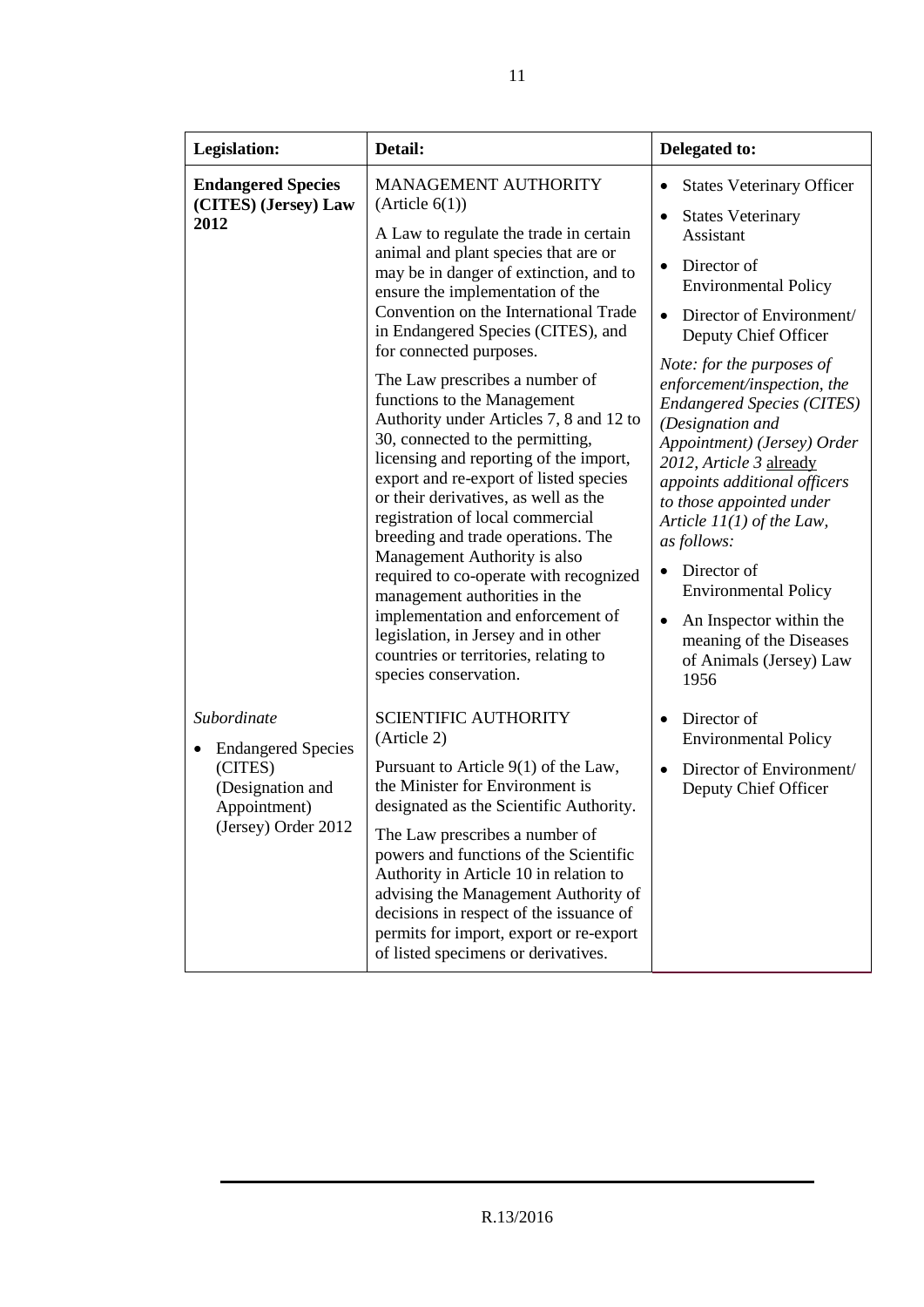| Legislation: | Detail: | Delegated to: |
| --- | --- | --- |
| **Endangered Species (CITES) (Jersey) Law 2012** | MANAGEMENT AUTHORITY (Article 6(1))<br><br>A Law to regulate the trade in certain animal and plant species that are or may be in danger of extinction, and to ensure the implementation of the Convention on the International Trade in Endangered Species (CITES), and for connected purposes.<br><br>The Law prescribes a number of functions to the Management Authority under Articles 7, 8 and 12 to 30, connected to the permitting, licensing and reporting of the import, export and re-export of listed species or their derivatives, as well as the registration of local commercial breeding and trade operations. The Management Authority is also required to co-operate with recognized management authorities in the implementation and enforcement of legislation, in Jersey and in other countries or territories, relating to species conservation. | • States Veterinary Officer<br>• States Veterinary Assistant<br>• Director of Environmental Policy<br>• Director of Environment/ Deputy Chief Officer<br><br>*Note: for the purposes of enforcement/inspection, the Endangered Species (CITES) (Designation and Appointment) (Jersey) Order 2012, Article 3* <u>*already*</u> *appoints additional officers to those appointed under Article 11(1) of the Law, as follows:*<br>• Director of Environmental Policy<br>• An Inspector within the meaning of the Diseases of Animals (Jersey) Law 1956 |
| *Subordinate*<br>• Endangered Species (CITES) (Designation and Appointment) (Jersey) Order 2012 | SCIENTIFIC AUTHORITY (Article 2)<br><br>Pursuant to Article 9(1) of the Law, the Minister for Environment is designated as the Scientific Authority.<br><br>The Law prescribes a number of powers and functions of the Scientific Authority in Article 10 in relation to advising the Management Authority of decisions in respect of the issuance of permits for import, export or re-export of listed specimens or derivatives. | • Director of Environmental Policy<br>• Director of Environment/ Deputy Chief Officer |

R.13/2016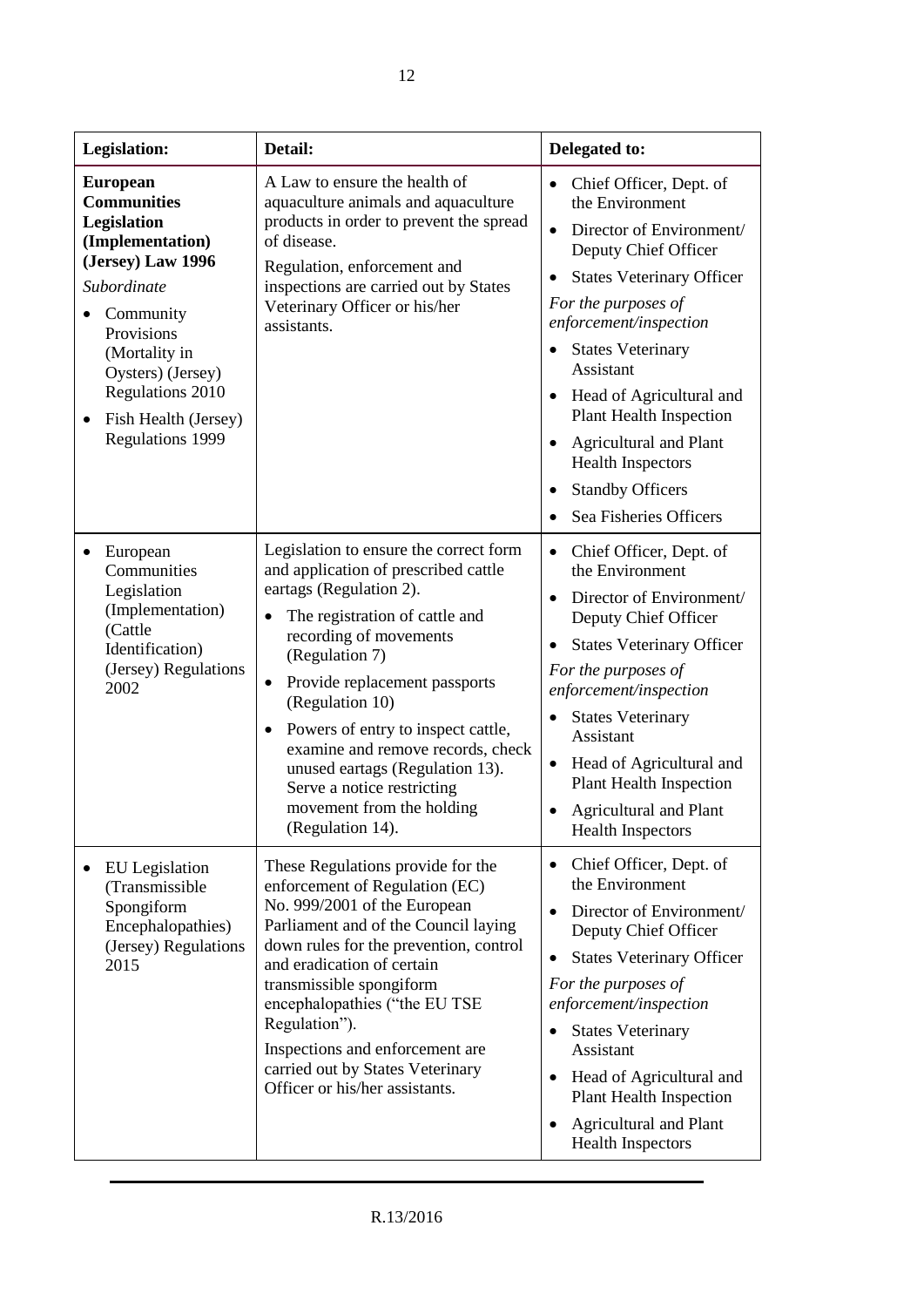| Legislation: | Detail: | Delegated to: |
|---|---|---|
| **European Communities Legislation (Implementation) (Jersey) Law 1996**<br>*Subordinate*<br>• Community Provisions (Mortality in Oysters) (Jersey) Regulations 2010<br>• Fish Health (Jersey) Regulations 1999 | A Law to ensure the health of aquaculture animals and aquaculture products in order to prevent the spread of disease.<br>Regulation, enforcement and inspections are carried out by States Veterinary Officer or his/her assistants. | • Chief Officer, Dept. of the Environment<br>• Director of Environment/ Deputy Chief Officer<br>• States Veterinary Officer<br>*For the purposes of enforcement/inspection*<br>• States Veterinary Assistant<br>• Head of Agricultural and Plant Health Inspection<br>• Agricultural and Plant Health Inspectors<br>• Standby Officers<br>• Sea Fisheries Officers |
| • European Communities Legislation (Implementation) (Cattle Identification) (Jersey) Regulations 2002 | Legislation to ensure the correct form and application of prescribed cattle eartags (Regulation 2).<br>• The registration of cattle and recording of movements (Regulation 7)<br>• Provide replacement passports (Regulation 10)<br>• Powers of entry to inspect cattle, examine and remove records, check unused eartags (Regulation 13). Serve a notice restricting movement from the holding (Regulation 14). | • Chief Officer, Dept. of the Environment<br>• Director of Environment/ Deputy Chief Officer<br>• States Veterinary Officer<br>*For the purposes of enforcement/inspection*<br>• States Veterinary Assistant<br>• Head of Agricultural and Plant Health Inspection<br>• Agricultural and Plant Health Inspectors |
| • EU Legislation (Transmissible Spongiform Encephalopathies) (Jersey) Regulations 2015 | These Regulations provide for the enforcement of Regulation (EC) No. 999/2001 of the European Parliament and of the Council laying down rules for the prevention, control and eradication of certain transmissible spongiform encephalopathies ("the EU TSE Regulation").<br>Inspections and enforcement are carried out by States Veterinary Officer or his/her assistants. | • Chief Officer, Dept. of the Environment<br>• Director of Environment/ Deputy Chief Officer<br>• States Veterinary Officer<br>*For the purposes of enforcement/inspection*<br>• States Veterinary Assistant<br>• Head of Agricultural and Plant Health Inspection<br>• Agricultural and Plant Health Inspectors |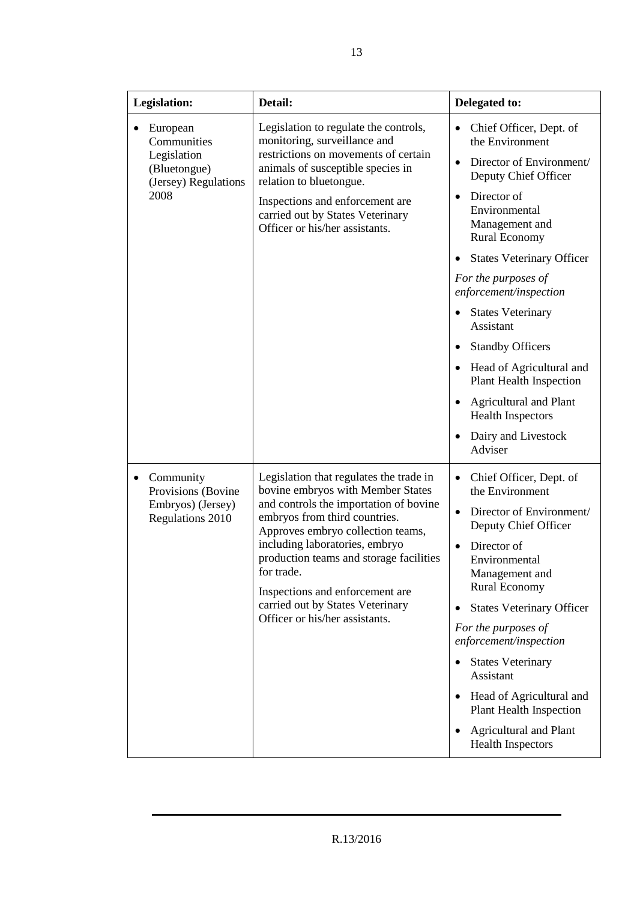| Legislation: | Detail: | Delegated to: |
|---|---|---|
| • European Communities Legislation (Bluetongue) (Jersey) Regulations 2008 | Legislation to regulate the controls, monitoring, surveillance and restrictions on movements of certain animals of susceptible species in relation to bluetongue.<br><br>Inspections and enforcement are carried out by States Veterinary Officer or his/her assistants. | • Chief Officer, Dept. of the Environment<br>• Director of Environment/ Deputy Chief Officer<br>• Director of Environmental Management and Rural Economy<br>• States Veterinary Officer<br><br>*For the purposes of enforcement/inspection*<br><br>• States Veterinary Assistant<br>• Standby Officers<br>• Head of Agricultural and Plant Health Inspection<br>• Agricultural and Plant Health Inspectors<br>• Dairy and Livestock Adviser |
| • Community Provisions (Bovine Embryos) (Jersey) Regulations 2010 | Legislation that regulates the trade in bovine embryos with Member States and controls the importation of bovine embryos from third countries. Approves embryo collection teams, including laboratories, embryo production teams and storage facilities for trade.<br><br>Inspections and enforcement are carried out by States Veterinary Officer or his/her assistants. | • Chief Officer, Dept. of the Environment<br>• Director of Environment/ Deputy Chief Officer<br>• Director of Environmental Management and Rural Economy<br>• States Veterinary Officer<br><br>*For the purposes of enforcement/inspection*<br><br>• States Veterinary Assistant<br>• Head of Agricultural and Plant Health Inspection<br>• Agricultural and Plant Health Inspectors |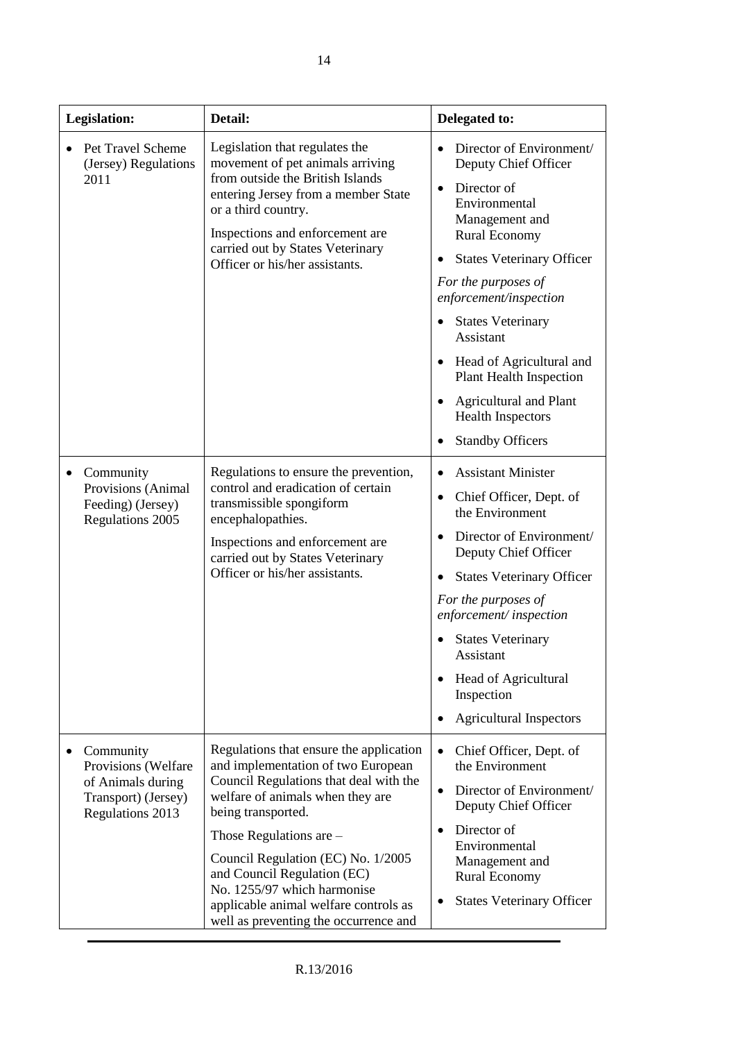| Legislation: | Detail: | Delegated to: |
|---|---|---|
| • Pet Travel Scheme (Jersey) Regulations 2011 | Legislation that regulates the movement of pet animals arriving from outside the British Islands entering Jersey from a member State or a third country.<br><br>Inspections and enforcement are carried out by States Veterinary Officer or his/her assistants. | • Director of Environment/ Deputy Chief Officer<br>• Director of Environmental Management and Rural Economy<br>• States Veterinary Officer<br>*For the purposes of enforcement/inspection*<br>• States Veterinary Assistant<br>• Head of Agricultural and Plant Health Inspection<br>• Agricultural and Plant Health Inspectors<br>• Standby Officers |
| • Community Provisions (Animal Feeding) (Jersey) Regulations 2005 | Regulations to ensure the prevention, control and eradication of certain transmissible spongiform encephalopathies.<br><br>Inspections and enforcement are carried out by States Veterinary Officer or his/her assistants. | • Assistant Minister<br>• Chief Officer, Dept. of the Environment<br>• Director of Environment/ Deputy Chief Officer<br>• States Veterinary Officer<br>*For the purposes of enforcement/ inspection*<br>• States Veterinary Assistant<br>• Head of Agricultural Inspection<br>• Agricultural Inspectors |
| • Community Provisions (Welfare of Animals during Transport) (Jersey) Regulations 2013 | Regulations that ensure the application and implementation of two European Council Regulations that deal with the welfare of animals when they are being transported.<br><br>Those Regulations are –<br><br>Council Regulation (EC) No. 1/2005 and Council Regulation (EC) No. 1255/97 which harmonise applicable animal welfare controls as well as preventing the occurrence and | • Chief Officer, Dept. of the Environment<br>• Director of Environment/ Deputy Chief Officer<br>• Director of Environmental Management and Rural Economy<br>• States Veterinary Officer |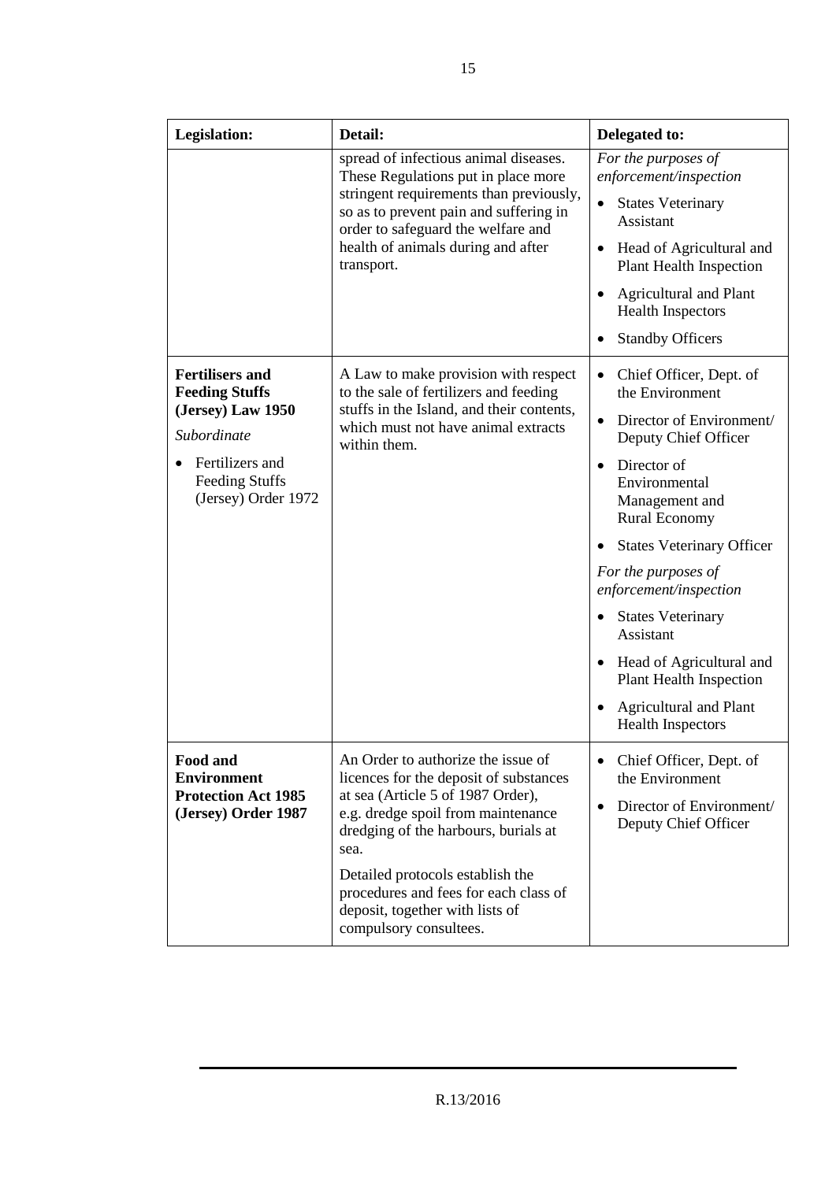| Legislation: | Detail: | Delegated to: |
|---|---|---|
| | spread of infectious animal diseases. These Regulations put in place more stringent requirements than previously, so as to prevent pain and suffering in order to safeguard the welfare and health of animals during and after transport. | *For the purposes of enforcement/inspection* <br>• States Veterinary Assistant <br>• Head of Agricultural and Plant Health Inspection <br>• Agricultural and Plant Health Inspectors <br>• Standby Officers |
| **Fertilisers and Feeding Stuffs (Jersey) Law 1950** <br>*Subordinate* <br>• Fertilizers and Feeding Stuffs (Jersey) Order 1972 | A Law to make provision with respect to the sale of fertilizers and feeding stuffs in the Island, and their contents, which must not have animal extracts within them. | • Chief Officer, Dept. of the Environment <br>• Director of Environment/ Deputy Chief Officer <br>• Director of Environmental Management and Rural Economy <br>• States Veterinary Officer <br>*For the purposes of enforcement/inspection* <br>• States Veterinary Assistant <br>• Head of Agricultural and Plant Health Inspection <br>• Agricultural and Plant Health Inspectors |
| **Food and Environment Protection Act 1985 (Jersey) Order 1987** | An Order to authorize the issue of licences for the deposit of substances at sea (Article 5 of 1987 Order), e.g. dredge spoil from maintenance dredging of the harbours, burials at sea. <br>Detailed protocols establish the procedures and fees for each class of deposit, together with lists of compulsory consultees. | • Chief Officer, Dept. of the Environment <br>• Director of Environment/ Deputy Chief Officer |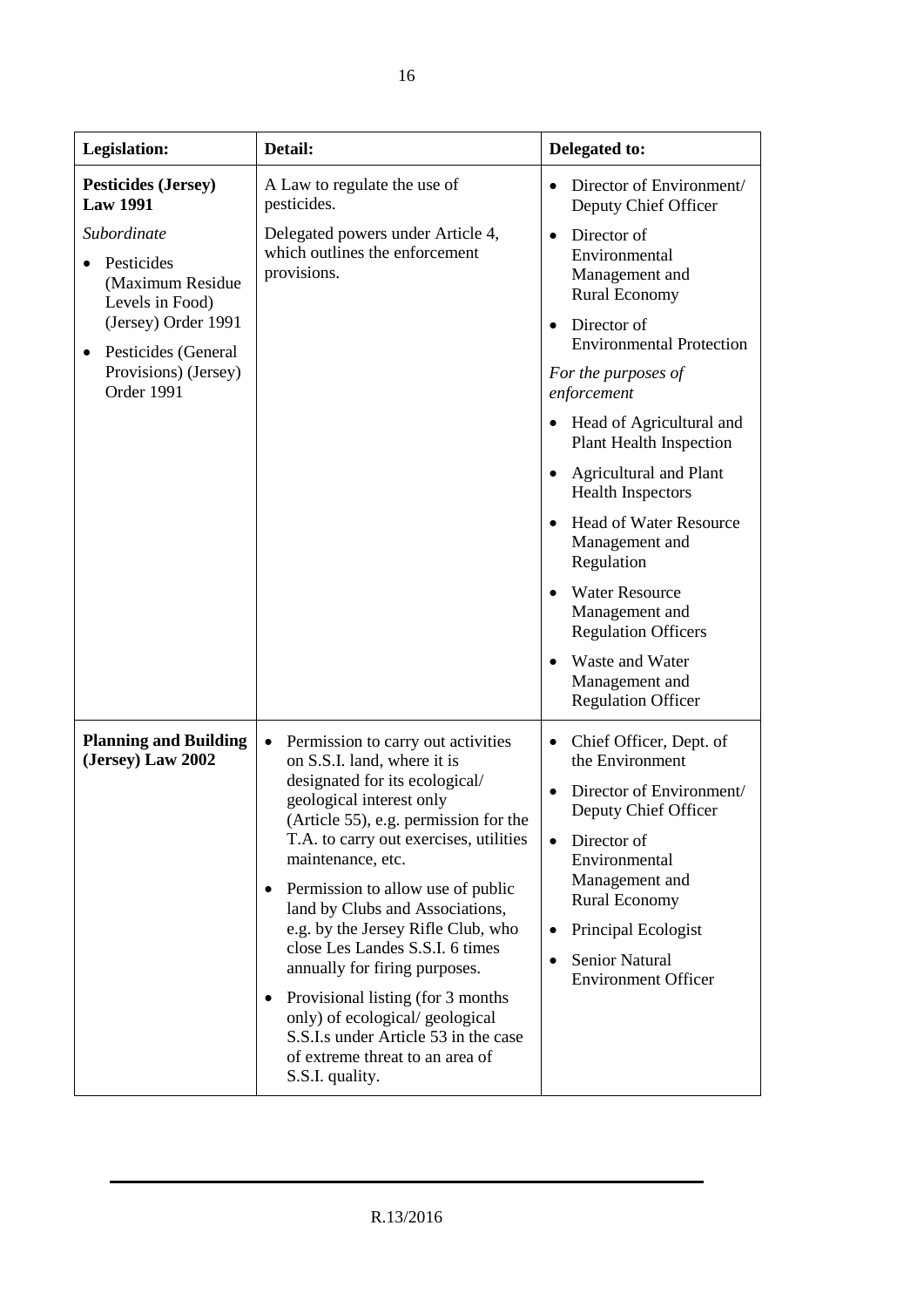| Legislation: | Detail: | Delegated to: |
|---|---|---|
| **Pesticides (Jersey) Law 1991**<br>*Subordinate*<br>• Pesticides (Maximum Residue Levels in Food) (Jersey) Order 1991<br>• Pesticides (General Provisions) (Jersey) Order 1991 | A Law to regulate the use of pesticides.<br>Delegated powers under Article 4, which outlines the enforcement provisions. | • Director of Environment/ Deputy Chief Officer<br>• Director of Environmental Management and Rural Economy<br>• Director of Environmental Protection<br>*For the purposes of enforcement*<br>• Head of Agricultural and Plant Health Inspection<br>• Agricultural and Plant Health Inspectors<br>• Head of Water Resource Management and Regulation<br>• Water Resource Management and Regulation Officers<br>• Waste and Water Management and Regulation Officer |
| **Planning and Building (Jersey) Law 2002** | • Permission to carry out activities on S.S.I. land, where it is designated for its ecological/ geological interest only (Article 55), e.g. permission for the T.A. to carry out exercises, utilities maintenance, etc.<br>• Permission to allow use of public land by Clubs and Associations, e.g. by the Jersey Rifle Club, who close Les Landes S.S.I. 6 times annually for firing purposes.<br>• Provisional listing (for 3 months only) of ecological/ geological S.S.I.s under Article 53 in the case of extreme threat to an area of S.S.I. quality. | • Chief Officer, Dept. of the Environment<br>• Director of Environment/ Deputy Chief Officer<br>• Director of Environmental Management and Rural Economy<br>• Principal Ecologist<br>• Senior Natural Environment Officer |

R.13/2016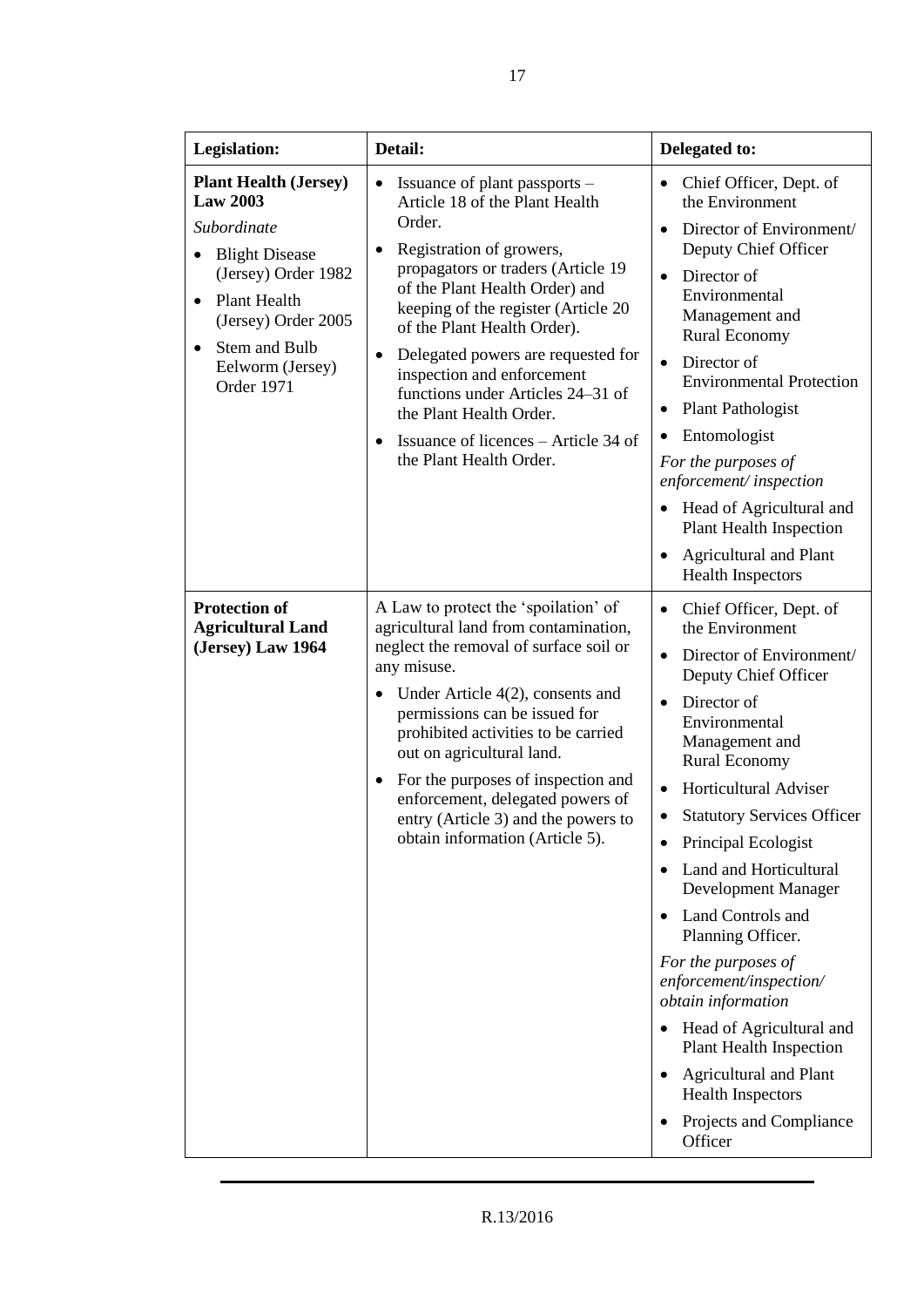| Legislation: | Detail: | Delegated to: |
|---|---|---|
| **Plant Health (Jersey) Law 2003**<br>*Subordinate*<br>• Blight Disease (Jersey) Order 1982<br>• Plant Health (Jersey) Order 2005<br>• Stem and Bulb Eelworm (Jersey) Order 1971 | • Issuance of plant passports – Article 18 of the Plant Health Order.<br>• Registration of growers, propagators or traders (Article 19 of the Plant Health Order) and keeping of the register (Article 20 of the Plant Health Order).<br>• Delegated powers are requested for inspection and enforcement functions under Articles 24–31 of the Plant Health Order.<br>• Issuance of licences – Article 34 of the Plant Health Order. | • Chief Officer, Dept. of the Environment<br>• Director of Environment/ Deputy Chief Officer<br>• Director of Environmental Management and Rural Economy<br>• Director of Environmental Protection<br>• Plant Pathologist<br>• Entomologist<br>*For the purposes of enforcement/ inspection*<br>• Head of Agricultural and Plant Health Inspection<br>• Agricultural and Plant Health Inspectors |
| **Protection of Agricultural Land (Jersey) Law 1964** | A Law to protect the 'spoilation' of agricultural land from contamination, neglect the removal of surface soil or any misuse.<br>• Under Article 4(2), consents and permissions can be issued for prohibited activities to be carried out on agricultural land.<br>• For the purposes of inspection and enforcement, delegated powers of entry (Article 3) and the powers to obtain information (Article 5). | • Chief Officer, Dept. of the Environment<br>• Director of Environment/ Deputy Chief Officer<br>• Director of Environmental Management and Rural Economy<br>• Horticultural Adviser<br>• Statutory Services Officer<br>• Principal Ecologist<br>• Land and Horticultural Development Manager<br>• Land Controls and Planning Officer.<br>*For the purposes of enforcement/inspection/ obtain information*<br>• Head of Agricultural and Plant Health Inspection<br>• Agricultural and Plant Health Inspectors<br>• Projects and Compliance Officer |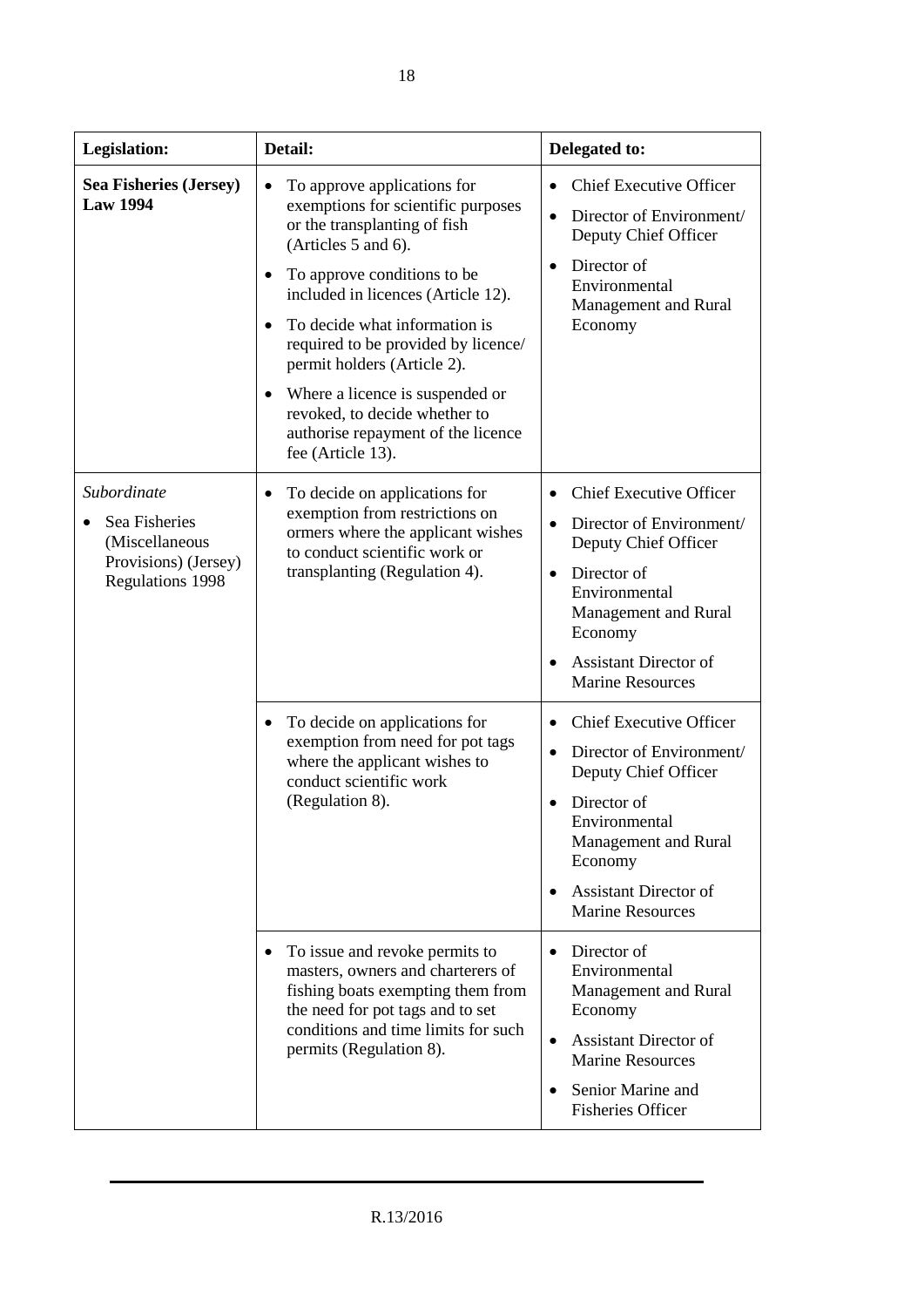| Legislation: | Detail: | Delegated to: |
|---|---|---|
| **Sea Fisheries (Jersey) Law 1994** | • To approve applications for exemptions for scientific purposes or the transplanting of fish (Articles 5 and 6).<br>• To approve conditions to be included in licences (Article 12).<br>• To decide what information is required to be provided by licence/ permit holders (Article 2).<br>• Where a licence is suspended or revoked, to decide whether to authorise repayment of the licence fee (Article 13). | • Chief Executive Officer<br>• Director of Environment/ Deputy Chief Officer<br>• Director of Environmental Management and Rural Economy |
| *Subordinate*<br>• Sea Fisheries (Miscellaneous Provisions) (Jersey) Regulations 1998 | • To decide on applications for exemption from restrictions on ormers where the applicant wishes to conduct scientific work or transplanting (Regulation 4). | • Chief Executive Officer<br>• Director of Environment/ Deputy Chief Officer<br>• Director of Environmental Management and Rural Economy<br>• Assistant Director of Marine Resources |
| | • To decide on applications for exemption from need for pot tags where the applicant wishes to conduct scientific work (Regulation 8). | • Chief Executive Officer<br>• Director of Environment/ Deputy Chief Officer<br>• Director of Environmental Management and Rural Economy<br>• Assistant Director of Marine Resources |
| | • To issue and revoke permits to masters, owners and charterers of fishing boats exempting them from the need for pot tags and to set conditions and time limits for such permits (Regulation 8). | • Director of Environmental Management and Rural Economy<br>• Assistant Director of Marine Resources<br>• Senior Marine and Fisheries Officer |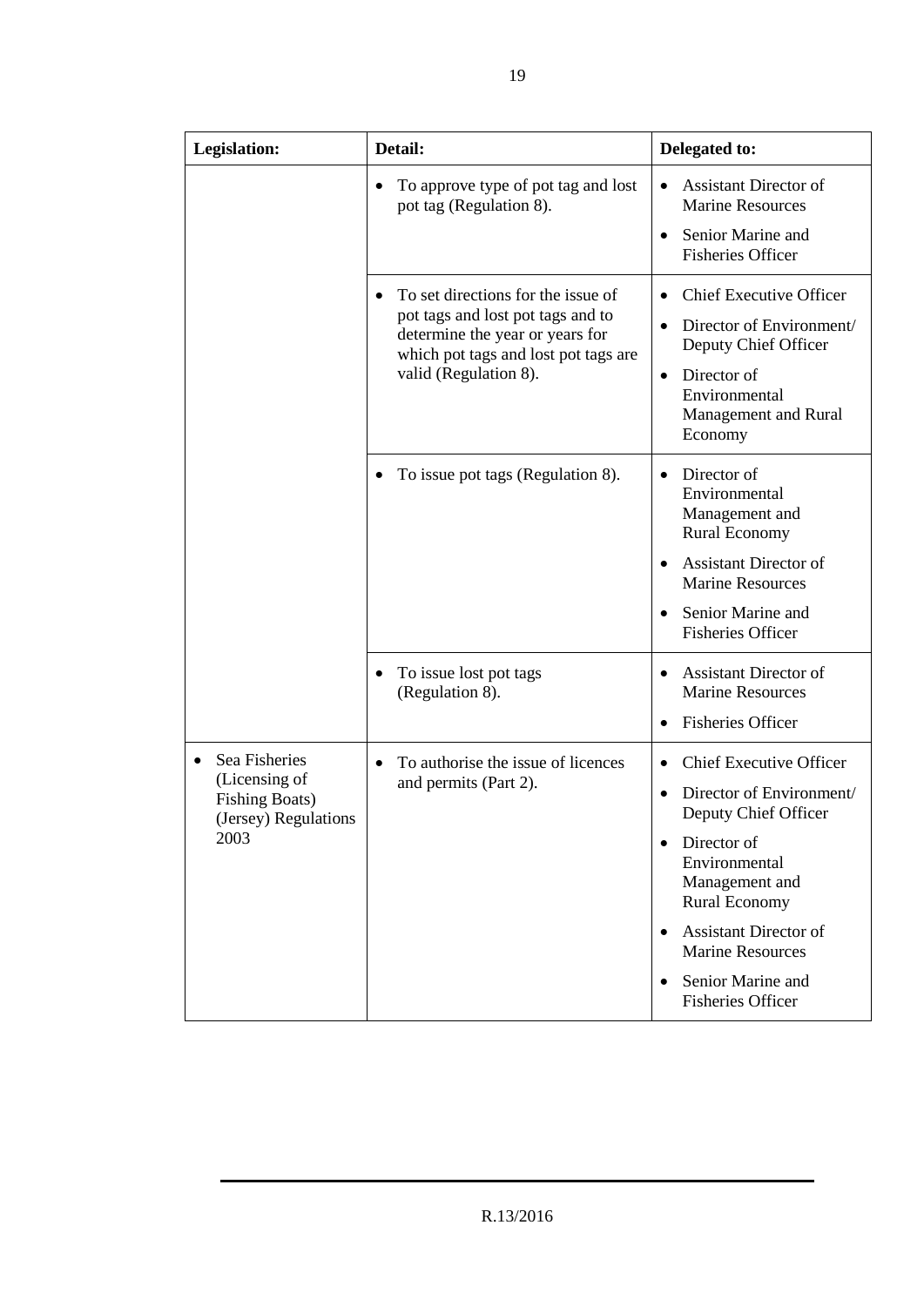| Legislation: | Detail: | Delegated to: |
|---|---|---|
| | • To approve type of pot tag and lost pot tag (Regulation 8). | • Assistant Director of Marine Resources<br>• Senior Marine and Fisheries Officer |
| | • To set directions for the issue of pot tags and lost pot tags and to determine the year or years for which pot tags and lost pot tags are valid (Regulation 8). | • Chief Executive Officer<br>• Director of Environment/ Deputy Chief Officer<br>• Director of Environmental Management and Rural Economy |
| | • To issue pot tags (Regulation 8). | • Director of Environmental Management and Rural Economy<br>• Assistant Director of Marine Resources<br>• Senior Marine and Fisheries Officer |
| | • To issue lost pot tags (Regulation 8). | • Assistant Director of Marine Resources<br>• Fisheries Officer |
| • Sea Fisheries (Licensing of Fishing Boats) (Jersey) Regulations 2003 | • To authorise the issue of licences and permits (Part 2). | • Chief Executive Officer<br>• Director of Environment/ Deputy Chief Officer<br>• Director of Environmental Management and Rural Economy<br>• Assistant Director of Marine Resources<br>• Senior Marine and Fisheries Officer |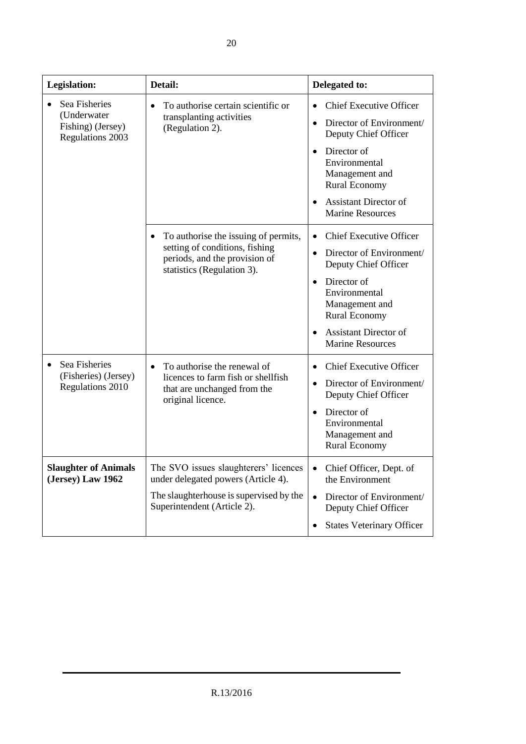| Legislation: | Detail: | Delegated to: |
|---|---|---|
| • Sea Fisheries (Underwater Fishing) (Jersey) Regulations 2003 | • To authorise certain scientific or transplanting activities (Regulation 2). | • Chief Executive Officer<br>• Director of Environment/ Deputy Chief Officer<br>• Director of Environmental Management and Rural Economy<br>• Assistant Director of Marine Resources |
| | • To authorise the issuing of permits, setting of conditions, fishing periods, and the provision of statistics (Regulation 3). | • Chief Executive Officer<br>• Director of Environment/ Deputy Chief Officer<br>• Director of Environmental Management and Rural Economy<br>• Assistant Director of Marine Resources |
| • Sea Fisheries (Fisheries) (Jersey) Regulations 2010 | • To authorise the renewal of licences to farm fish or shellfish that are unchanged from the original licence. | • Chief Executive Officer<br>• Director of Environment/ Deputy Chief Officer<br>• Director of Environmental Management and Rural Economy |
| **Slaughter of Animals (Jersey) Law 1962** | The SVO issues slaughterers' licences under delegated powers (Article 4).<br>The slaughterhouse is supervised by the Superintendent (Article 2). | • Chief Officer, Dept. of the Environment<br>• Director of Environment/ Deputy Chief Officer<br>• States Veterinary Officer |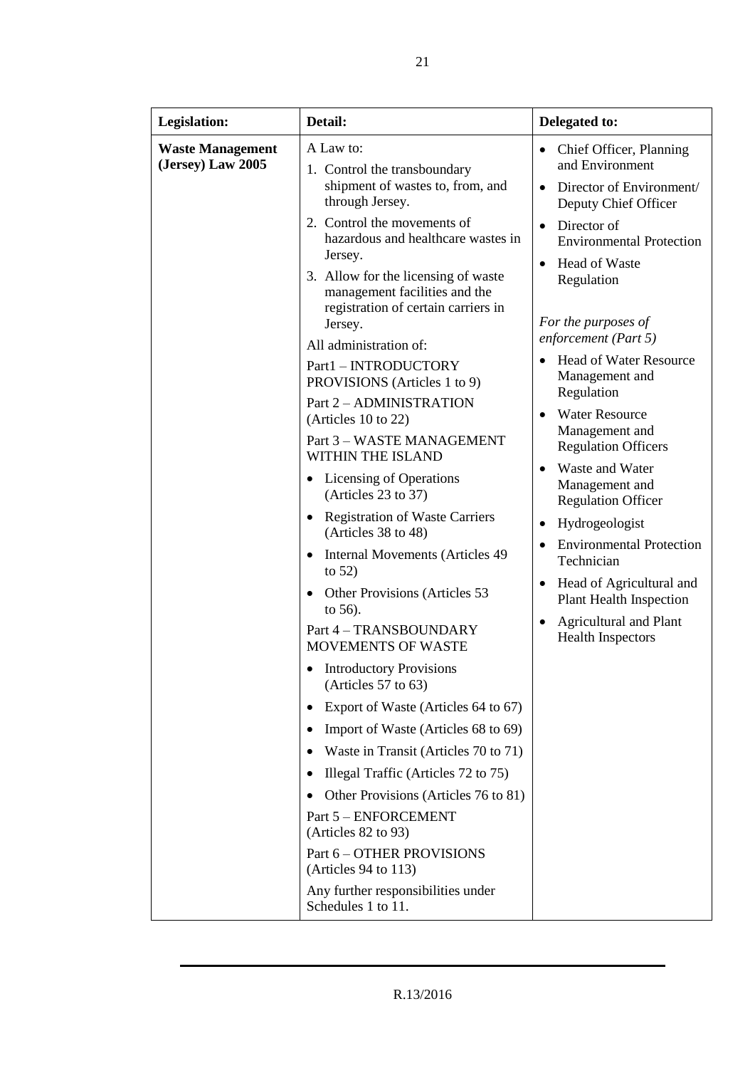| Legislation: | Detail: | Delegated to: |
|---|---|---|
| **Waste Management (Jersey) Law 2005** | A Law to:<br>1. Control the transboundary shipment of wastes to, from, and through Jersey.<br>2. Control the movements of hazardous and healthcare wastes in Jersey.<br>3. Allow for the licensing of waste management facilities and the registration of certain carriers in Jersey.<br>All administration of:<br>Part1 – INTRODUCTORY PROVISIONS (Articles 1 to 9)<br>Part 2 – ADMINISTRATION (Articles 10 to 22)<br>Part 3 – WASTE MANAGEMENT WITHIN THE ISLAND<br>• Licensing of Operations (Articles 23 to 37)<br>• Registration of Waste Carriers (Articles 38 to 48)<br>• Internal Movements (Articles 49 to 52)<br>• Other Provisions (Articles 53 to 56).<br>Part 4 – TRANSBOUNDARY MOVEMENTS OF WASTE<br>• Introductory Provisions (Articles 57 to 63)<br>• Export of Waste (Articles 64 to 67)<br>• Import of Waste (Articles 68 to 69)<br>• Waste in Transit (Articles 70 to 71)<br>• Illegal Traffic (Articles 72 to 75)<br>• Other Provisions (Articles 76 to 81)<br>Part 5 – ENFORCEMENT (Articles 82 to 93)<br>Part 6 – OTHER PROVISIONS (Articles 94 to 113)<br>Any further responsibilities under Schedules 1 to 11. | • Chief Officer, Planning and Environment<br>• Director of Environment/ Deputy Chief Officer<br>• Director of Environmental Protection<br>• Head of Waste Regulation<br><br>*For the purposes of enforcement (Part 5)*<br>• Head of Water Resource Management and Regulation<br>• Water Resource Management and Regulation Officers<br>• Waste and Water Management and Regulation Officer<br>• Hydrogeologist<br>• Environmental Protection Technician<br>• Head of Agricultural and Plant Health Inspection<br>• Agricultural and Plant Health Inspectors |

R.13/2016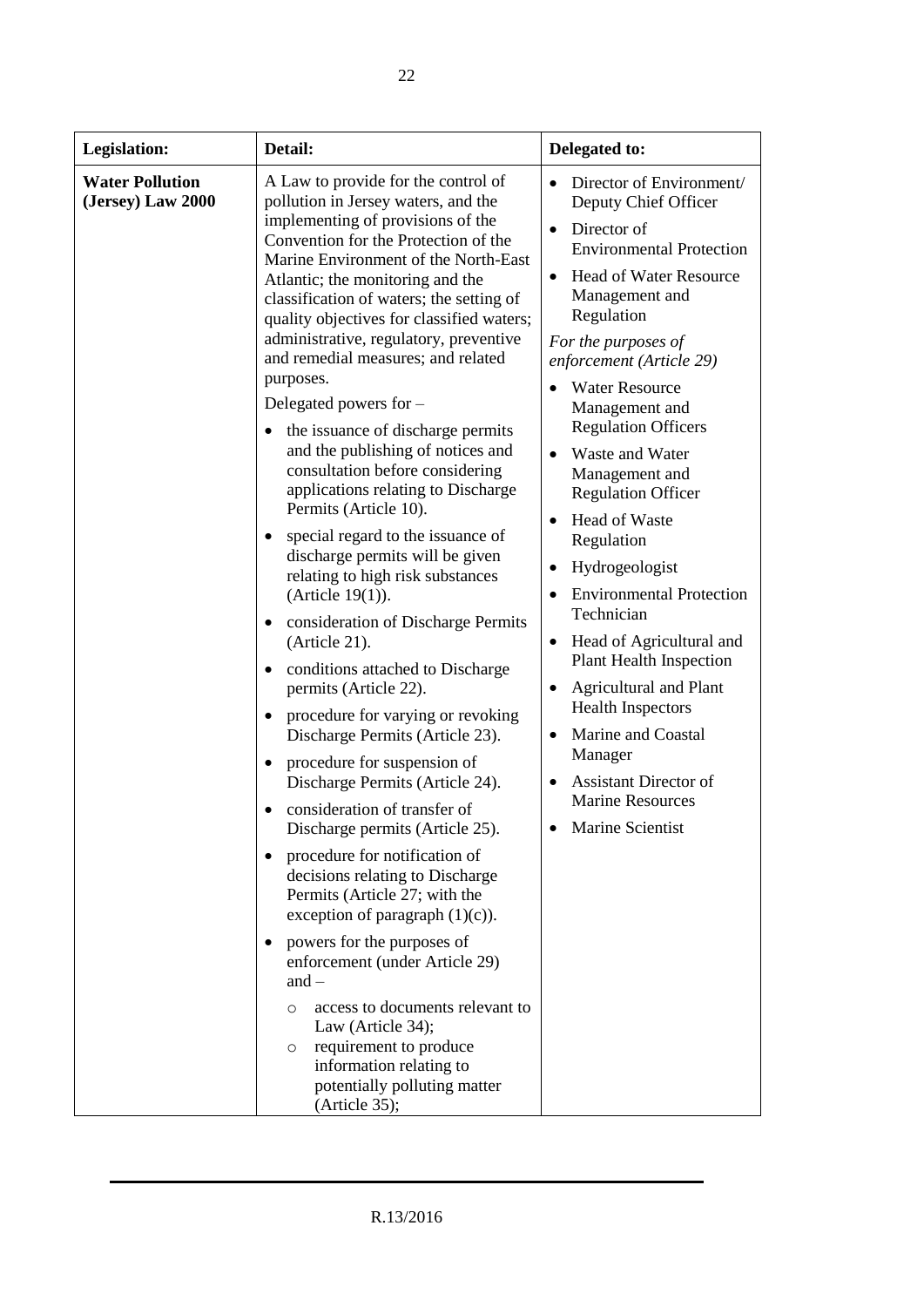| Legislation: | Detail: | Delegated to: |
|---|---|---|
| **Water Pollution (Jersey) Law 2000** | A Law to provide for the control of pollution in Jersey waters, and the implementing of provisions of the Convention for the Protection of the Marine Environment of the North-East Atlantic; the monitoring and the classification of waters; the setting of quality objectives for classified waters; administrative, regulatory, preventive and remedial measures; and related purposes.<br><br>Delegated powers for –<br>• the issuance of discharge permits and the publishing of notices and consultation before considering applications relating to Discharge Permits (Article 10).<br>• special regard to the issuance of discharge permits will be given relating to high risk substances (Article 19(1)).<br>• consideration of Discharge Permits (Article 21).<br>• conditions attached to Discharge permits (Article 22).<br>• procedure for varying or revoking Discharge Permits (Article 23).<br>• procedure for suspension of Discharge Permits (Article 24).<br>• consideration of transfer of Discharge permits (Article 25).<br>• procedure for notification of decisions relating to Discharge Permits (Article 27; with the exception of paragraph (1)(c)).<br>• powers for the purposes of enforcement (under Article 29) and –<br>  ○ access to documents relevant to Law (Article 34);<br>  ○ requirement to produce information relating to potentially polluting matter (Article 35); | • Director of Environment/ Deputy Chief Officer<br>• Director of Environmental Protection<br>• Head of Water Resource Management and Regulation<br><br>*For the purposes of enforcement (Article 29)*<br>• Water Resource Management and Regulation Officers<br>• Waste and Water Management and Regulation Officer<br>• Head of Waste Regulation<br>• Hydrogeologist<br>• Environmental Protection Technician<br>• Head of Agricultural and Plant Health Inspection<br>• Agricultural and Plant Health Inspectors<br>• Marine and Coastal Manager<br>• Assistant Director of Marine Resources<br>• Marine Scientist |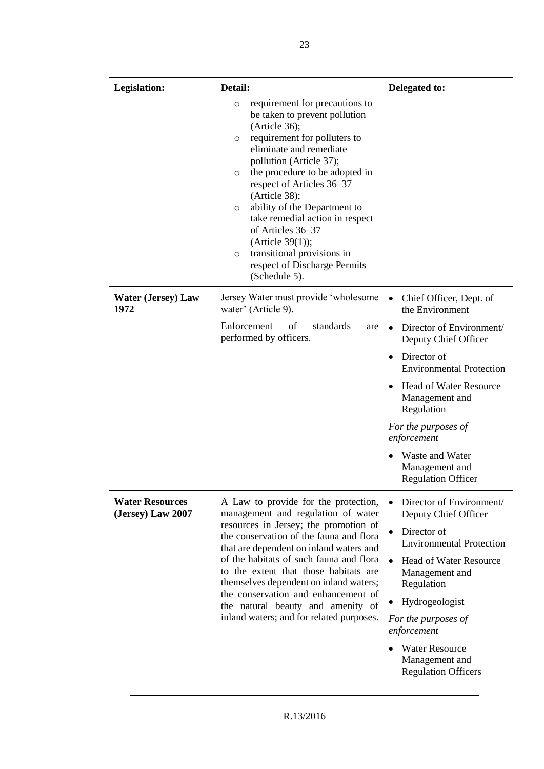| Legislation: | Detail: | Delegated to: |
|---|---|---|
| | ◦ requirement for precautions to be taken to prevent pollution (Article 36);<br>◦ requirement for polluters to eliminate and remediate pollution (Article 37);<br>◦ the procedure to be adopted in respect of Articles 36–37 (Article 38);<br>◦ ability of the Department to take remedial action in respect of Articles 36–37 (Article 39(1));<br>◦ transitional provisions in respect of Discharge Permits (Schedule 5). | |
| **Water (Jersey) Law 1972** | Jersey Water must provide 'wholesome water' (Article 9).<br><br>Enforcement of standards are performed by officers. | • Chief Officer, Dept. of the Environment<br>• Director of Environment/ Deputy Chief Officer<br>• Director of Environmental Protection<br>• Head of Water Resource Management and Regulation<br><br>*For the purposes of enforcement*<br><br>• Waste and Water Management and Regulation Officer |
| **Water Resources (Jersey) Law 2007** | A Law to provide for the protection, management and regulation of water resources in Jersey; the promotion of the conservation of the fauna and flora that are dependent on inland waters and of the habitats of such fauna and flora to the extent that those habitats are themselves dependent on inland waters; the conservation and enhancement of the natural beauty and amenity of inland waters; and for related purposes. | • Director of Environment/ Deputy Chief Officer<br>• Director of Environmental Protection<br>• Head of Water Resource Management and Regulation<br>• Hydrogeologist<br><br>*For the purposes of enforcement*<br><br>• Water Resource Management and Regulation Officers |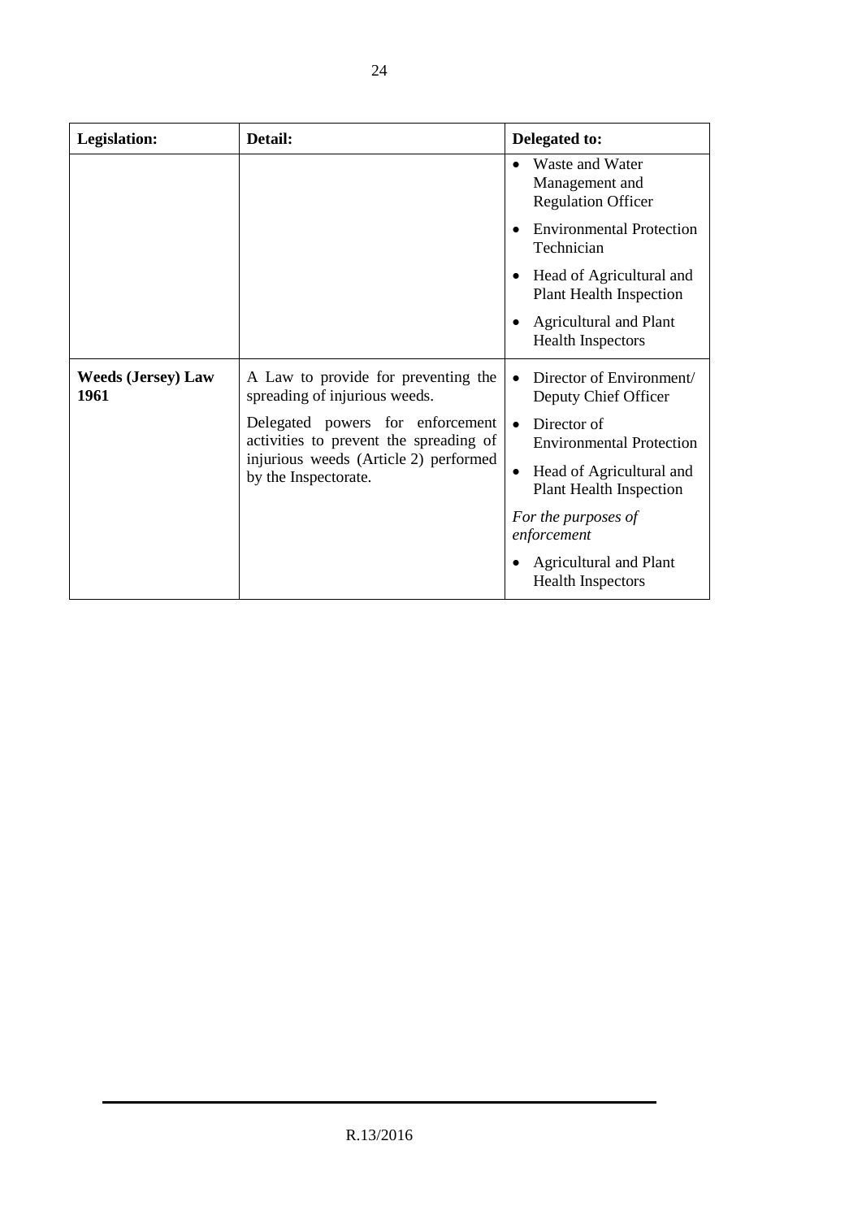| Legislation: | Detail: | Delegated to: |
|---|---|---|
| | | • Waste and Water Management and Regulation Officer<br>• Environmental Protection Technician<br>• Head of Agricultural and Plant Health Inspection<br>• Agricultural and Plant Health Inspectors |
| **Weeds (Jersey) Law 1961** | A Law to provide for preventing the spreading of injurious weeds.<br>Delegated powers for enforcement activities to prevent the spreading of injurious weeds (Article 2) performed by the Inspectorate. | • Director of Environment/ Deputy Chief Officer<br>• Director of Environmental Protection<br>• Head of Agricultural and Plant Health Inspection<br>*For the purposes of enforcement*<br>• Agricultural and Plant Health Inspectors |

R.13/2016